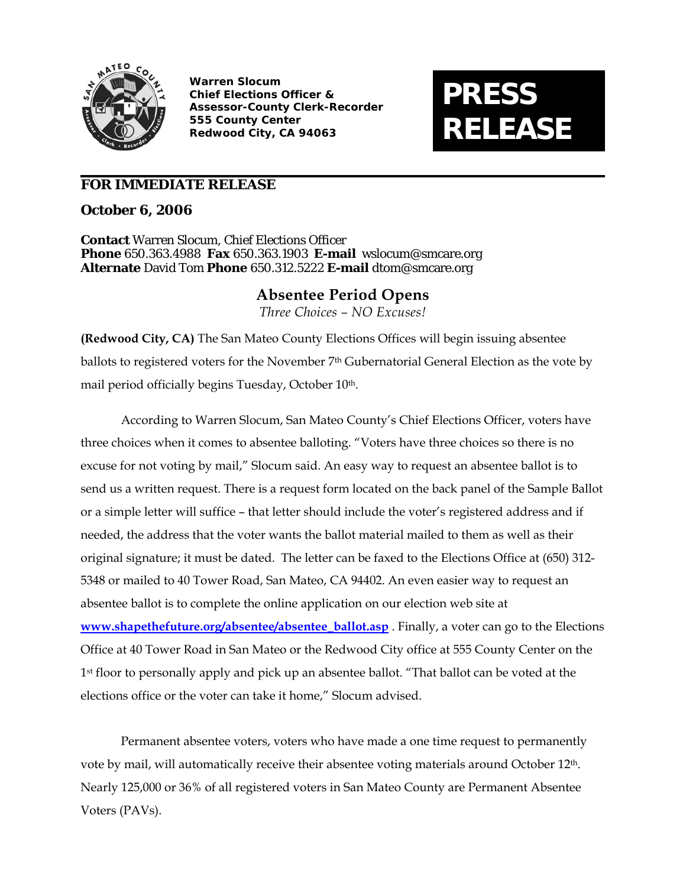**Warren Slocum**
**Chief Elections Officer &**
**Assessor-County Clerk-Recorder**
**555 County Center**
**Redwood City, CA 94063**

# PRESS RELEASE

**FOR IMMEDIATE RELEASE**

**October 6, 2006**

**Contact** Warren Slocum, Chief Elections Officer
**Phone** 650.363.4988 **Fax** 650.363.1903 **E-mail** wslocum@smcare.org
**Alternate** David Tom **Phone** 650.312.5222 **E-mail** dtom@smcare.org

## Absentee Period Opens

*Three Choices – NO Excuses!*

**(Redwood City, CA)** The San Mateo County Elections Offices will begin issuing absentee ballots to registered voters for the November 7th Gubernatorial General Election as the vote by mail period officially begins Tuesday, October 10th.

According to Warren Slocum, San Mateo County's Chief Elections Officer, voters have three choices when it comes to absentee balloting. "Voters have three choices so there is no excuse for not voting by mail," Slocum said. An easy way to request an absentee ballot is to send us a written request. There is a request form located on the back panel of the Sample Ballot or a simple letter will suffice – that letter should include the voter's registered address and if needed, the address that the voter wants the ballot material mailed to them as well as their original signature; it must be dated. The letter can be faxed to the Elections Office at (650) 312-5348 or mailed to 40 Tower Road, San Mateo, CA 94402. An even easier way to request an absentee ballot is to complete the online application on our election web site at [www.shapethefuture.org/absentee/absentee_ballot.asp](www.shapethefuture.org/absentee/absentee_ballot.asp) . Finally, a voter can go to the Elections Office at 40 Tower Road in San Mateo or the Redwood City office at 555 County Center on the 1st floor to personally apply and pick up an absentee ballot. "That ballot can be voted at the elections office or the voter can take it home," Slocum advised.

Permanent absentee voters, voters who have made a one time request to permanently vote by mail, will automatically receive their absentee voting materials around October 12th. Nearly 125,000 or 36% of all registered voters in San Mateo County are Permanent Absentee Voters (PAVs).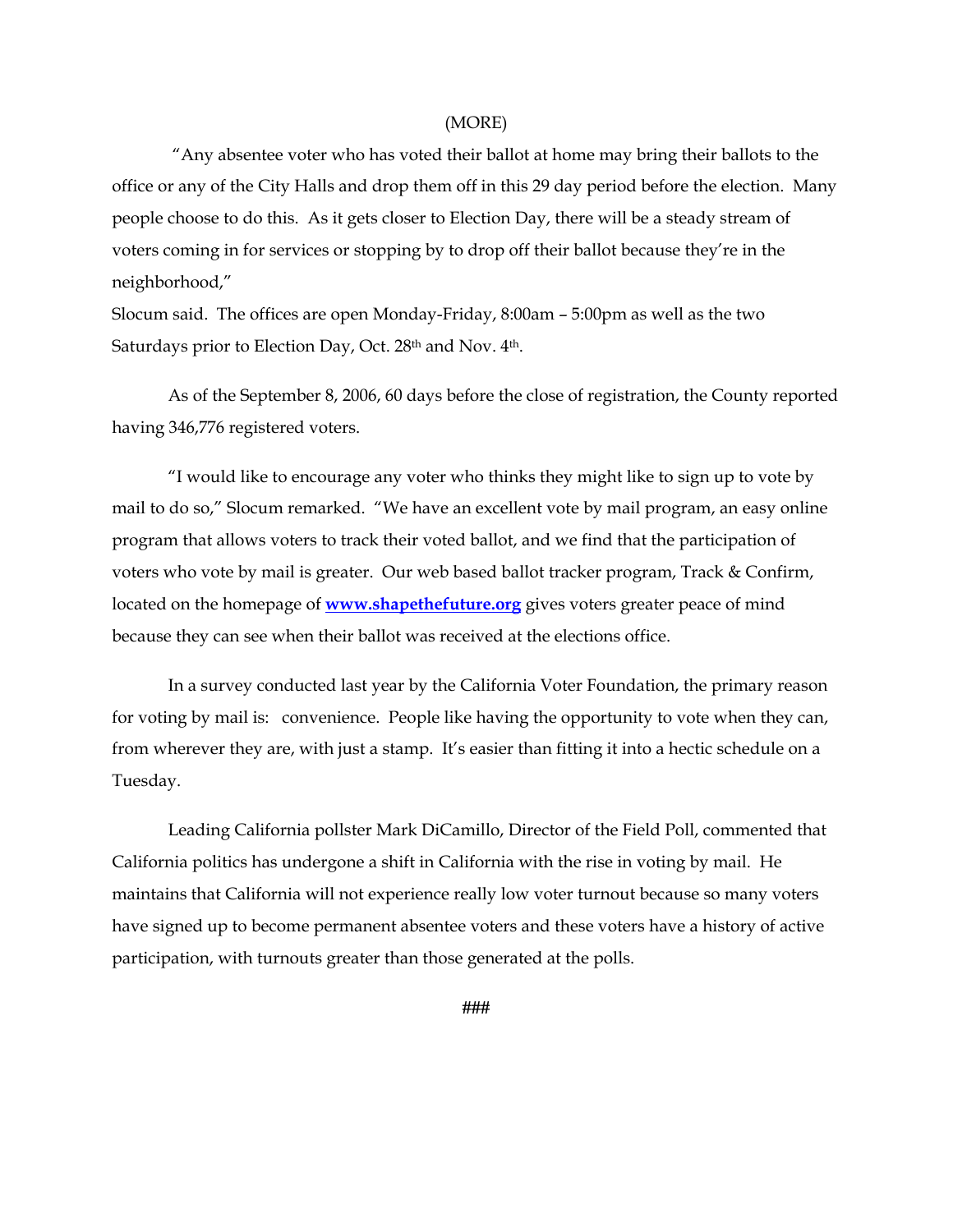(MORE)

"Any absentee voter who has voted their ballot at home may bring their ballots to the office or any of the City Halls and drop them off in this 29 day period before the election. Many people choose to do this. As it gets closer to Election Day, there will be a steady stream of voters coming in for services or stopping by to drop off their ballot because they're in the neighborhood,"

Slocum said. The offices are open Monday-Friday, 8:00am – 5:00pm as well as the two Saturdays prior to Election Day, Oct. 28th and Nov. 4th.

As of the September 8, 2006, 60 days before the close of registration, the County reported having 346,776 registered voters.

"I would like to encourage any voter who thinks they might like to sign up to vote by mail to do so," Slocum remarked. "We have an excellent vote by mail program, an easy online program that allows voters to track their voted ballot, and we find that the participation of voters who vote by mail is greater. Our web based ballot tracker program, Track & Confirm, located on the homepage of **www.shapethefuture.org** gives voters greater peace of mind because they can see when their ballot was received at the elections office.

In a survey conducted last year by the California Voter Foundation, the primary reason for voting by mail is: convenience. People like having the opportunity to vote when they can, from wherever they are, with just a stamp. It's easier than fitting it into a hectic schedule on a Tuesday.

Leading California pollster Mark DiCamillo, Director of the Field Poll, commented that California politics has undergone a shift in California with the rise in voting by mail. He maintains that California will not experience really low voter turnout because so many voters have signed up to become permanent absentee voters and these voters have a history of active participation, with turnouts greater than those generated at the polls.

###